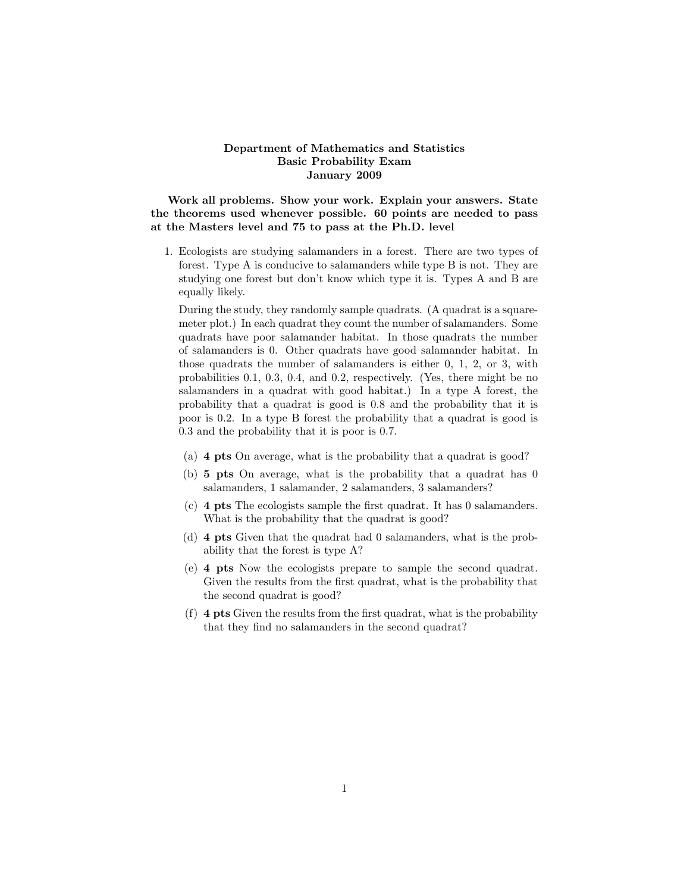**Department of Mathematics and Statistics**
**Basic Probability Exam**
**January 2009**

**Work all problems. Show your work. Explain your answers. State the theorems used whenever possible. 60 points are needed to pass at the Masters level and 75 to pass at the Ph.D. level**

1. Ecologists are studying salamanders in a forest. There are two types of forest. Type A is conducive to salamanders while type B is not. They are studying one forest but don't know which type it is. Types A and B are equally likely.

   During the study, they randomly sample quadrats. (A quadrat is a square-meter plot.) In each quadrat they count the number of salamanders. Some quadrats have poor salamander habitat. In those quadrats the number of salamanders is 0. Other quadrats have good salamander habitat. In those quadrats the number of salamanders is either 0, 1, 2, or 3, with probabilities 0.1, 0.3, 0.4, and 0.2, respectively. (Yes, there might be no salamanders in a quadrat with good habitat.) In a type A forest, the probability that a quadrat is good is 0.8 and the probability that it is poor is 0.2. In a type B forest the probability that a quadrat is good is 0.3 and the probability that it is poor is 0.7.

   (a) **4 pts** On average, what is the probability that a quadrat is good?

   (b) **5 pts** On average, what is the probability that a quadrat has 0 salamanders, 1 salamander, 2 salamanders, 3 salamanders?

   (c) **4 pts** The ecologists sample the first quadrat. It has 0 salamanders. What is the probability that the quadrat is good?

   (d) **4 pts** Given that the quadrat had 0 salamanders, what is the probability that the forest is type A?

   (e) **4 pts** Now the ecologists prepare to sample the second quadrat. Given the results from the first quadrat, what is the probability that the second quadrat is good?

   (f) **4 pts** Given the results from the first quadrat, what is the probability that they find no salamanders in the second quadrat?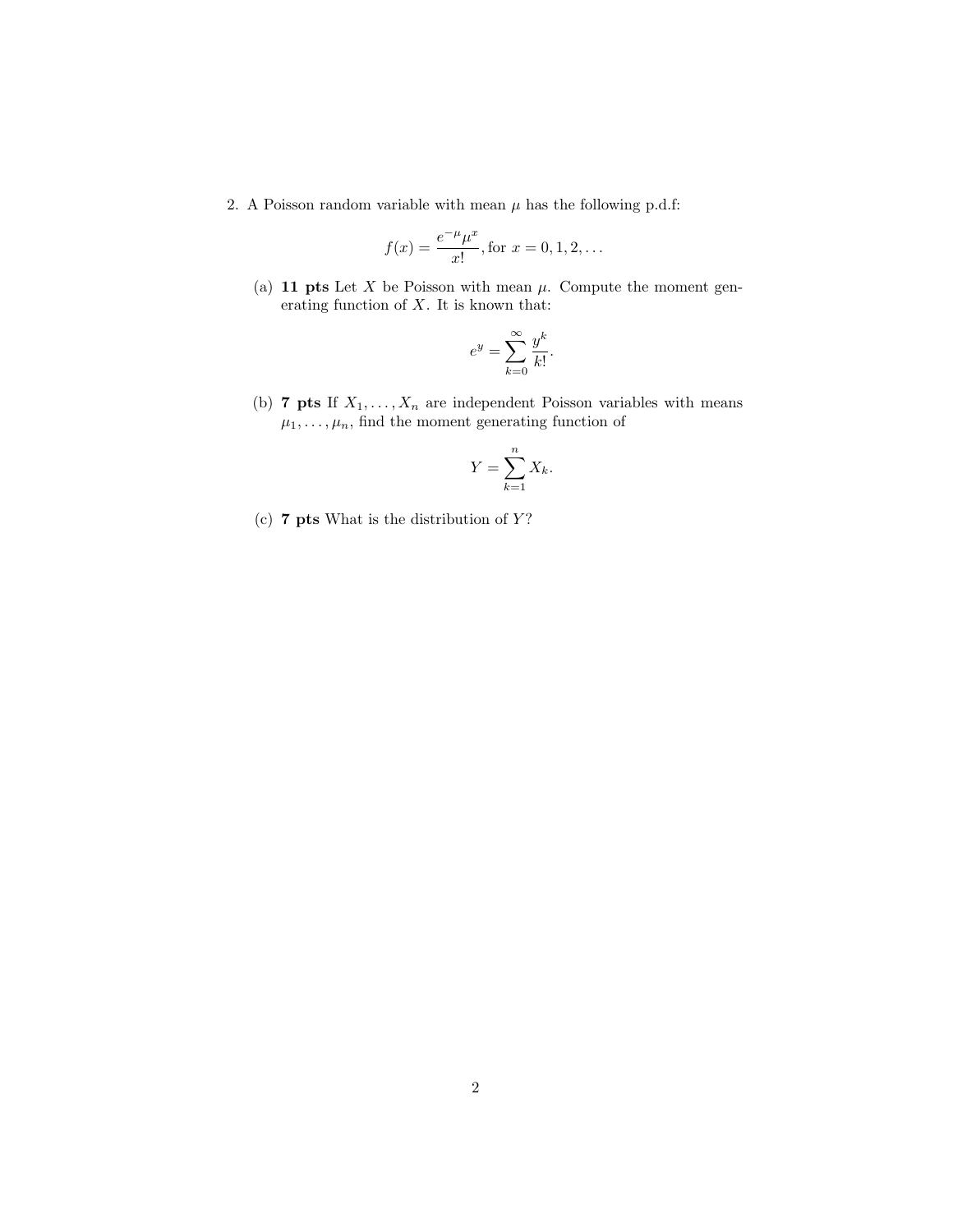2. A Poisson random variable with mean $\mu$ has the following p.d.f:

$$f(x) = \frac{e^{-\mu}\mu^x}{x!}, \text{for } x = 0, 1, 2, \ldots$$

(a) **11 pts** Let $X$ be Poisson with mean $\mu$. Compute the moment generating function of $X$. It is known that:

$$e^y = \sum_{k=0}^{\infty} \frac{y^k}{k!}.$$

(b) **7 pts** If $X_1, \ldots, X_n$ are independent Poisson variables with means $\mu_1, \ldots, \mu_n$, find the moment generating function of

$$Y = \sum_{k=1}^{n} X_k.$$

(c) **7 pts** What is the distribution of $Y$?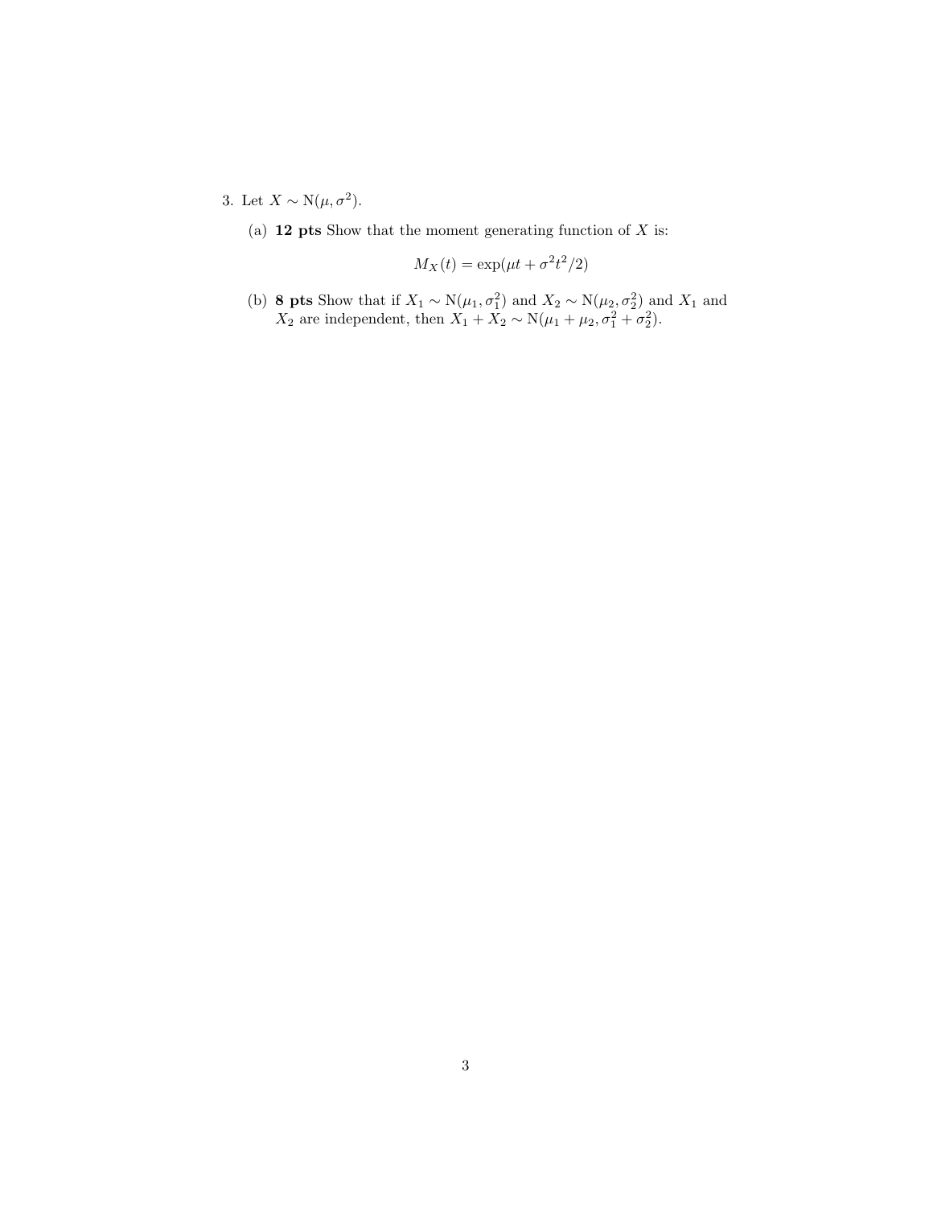3. Let $X \sim \mathrm{N}(\mu, \sigma^2)$.

   (a) **12 pts** Show that the moment generating function of $X$ is:

   $$M_X(t) = \exp(\mu t + \sigma^2 t^2 / 2)$$

   (b) **8 pts** Show that if $X_1 \sim \mathrm{N}(\mu_1, \sigma_1^2)$ and $X_2 \sim \mathrm{N}(\mu_2, \sigma_2^2)$ and $X_1$ and $X_2$ are independent, then $X_1 + X_2 \sim \mathrm{N}(\mu_1 + \mu_2, \sigma_1^2 + \sigma_2^2)$.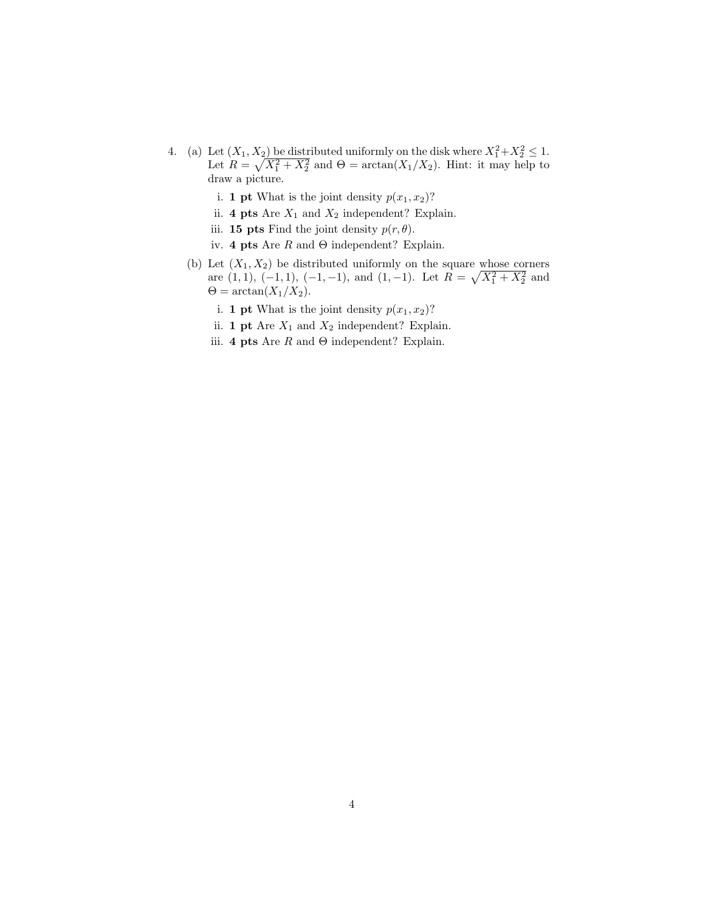4. (a) Let $(X_1, X_2)$ be distributed uniformly on the disk where $X_1^2 + X_2^2 \leq 1$. Let $R = \sqrt{X_1^2 + X_2^2}$ and $\Theta = \arctan(X_1/X_2)$. Hint: it may help to draw a picture.

   i. **1 pt** What is the joint density $p(x_1, x_2)$?

   ii. **4 pts** Are $X_1$ and $X_2$ independent? Explain.

   iii. **15 pts** Find the joint density $p(r, \theta)$.

   iv. **4 pts** Are $R$ and $\Theta$ independent? Explain.

   (b) Let $(X_1, X_2)$ be distributed uniformly on the square whose corners are $(1, 1)$, $(-1, 1)$, $(-1, -1)$, and $(1, -1)$. Let $R = \sqrt{X_1^2 + X_2^2}$ and $\Theta = \arctan(X_1/X_2)$.

   i. **1 pt** What is the joint density $p(x_1, x_2)$?

   ii. **1 pt** Are $X_1$ and $X_2$ independent? Explain.

   iii. **4 pts** Are $R$ and $\Theta$ independent? Explain.